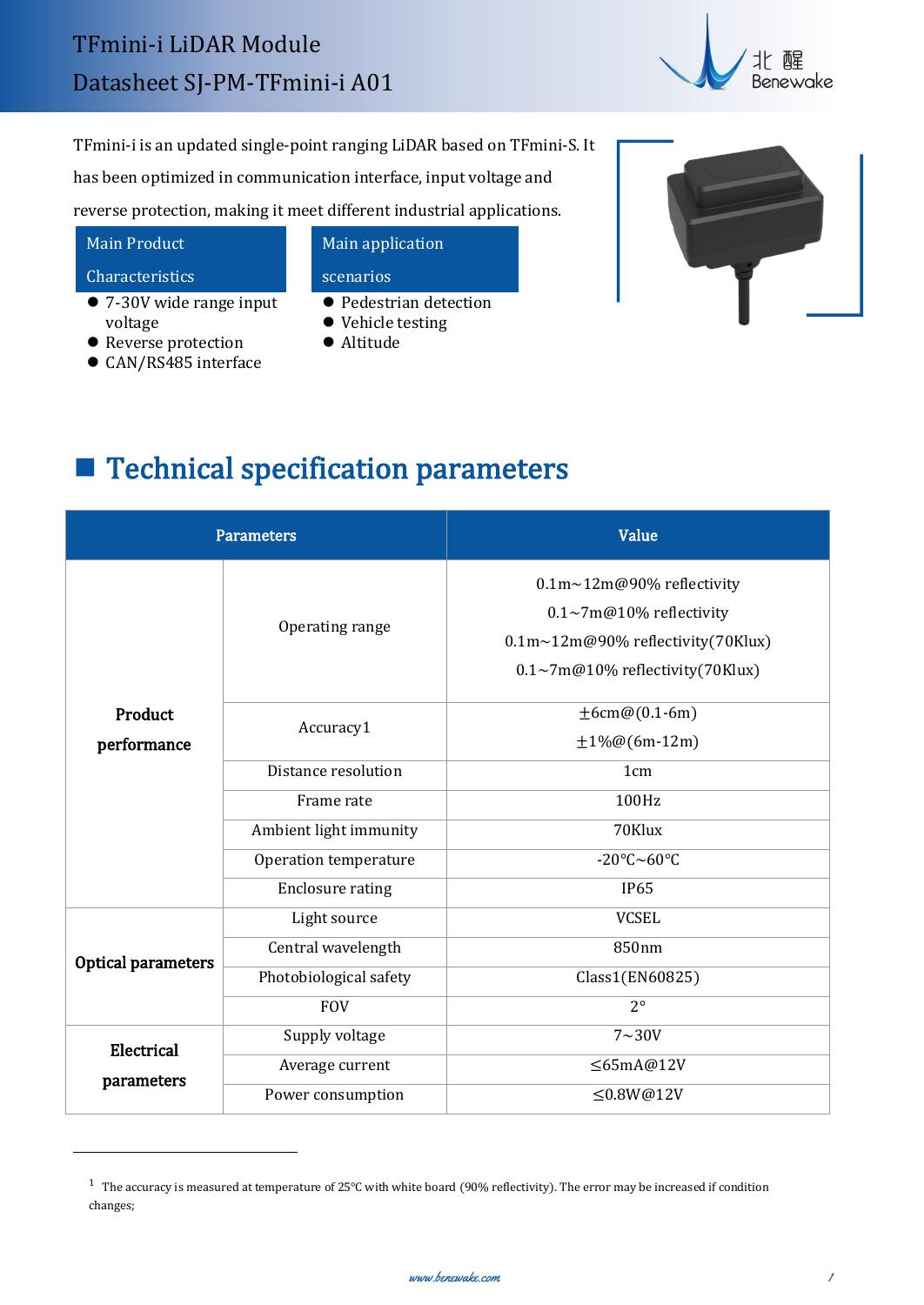# TFmini-i LiDAR Module
Datasheet SJ-PM-TFmini-i A01

TFmini-i is an updated single-point ranging LiDAR based on TFmini-S. It has been optimized in communication interface, input voltage and reverse protection, making it meet different industrial applications.

**Main Product Characteristics**

- 7-30V wide range input voltage
- Reverse protection
- CAN/RS485 interface

**Main application scenarios**

- Pedestrian detection
- Vehicle testing
- Altitude

## Technical specification parameters

| Parameters | | Value |
|---|---|---|
| **Product performance** | Operating range | 0.1m~12m@90% reflectivity<br>0.1~7m@10% reflectivity<br>0.1m~12m@90% reflectivity(70Klux)<br>0.1~7m@10% reflectivity(70Klux) |
| | Accuracy[1] | ±6cm@(0.1-6m)<br>±1%@(6m-12m) |
| | Distance resolution | 1cm |
| | Frame rate | 100Hz |
| | Ambient light immunity | 70Klux |
| | Operation temperature | -20℃~60℃ |
| | Enclosure rating | IP65 |
| **Optical parameters** | Light source | VCSEL |
| | Central wavelength | 850nm |
| | Photobiological safety | Class1(EN60825) |
| | FOV | 2° |
| **Electrical parameters** | Supply voltage | 7~30V |
| | Average current | ≤65mA@12V |
| | Power consumption | ≤0.8W@12V |

[1] The accuracy is measured at temperature of 25℃ with white board (90% reflectivity). The error may be increased if condition changes;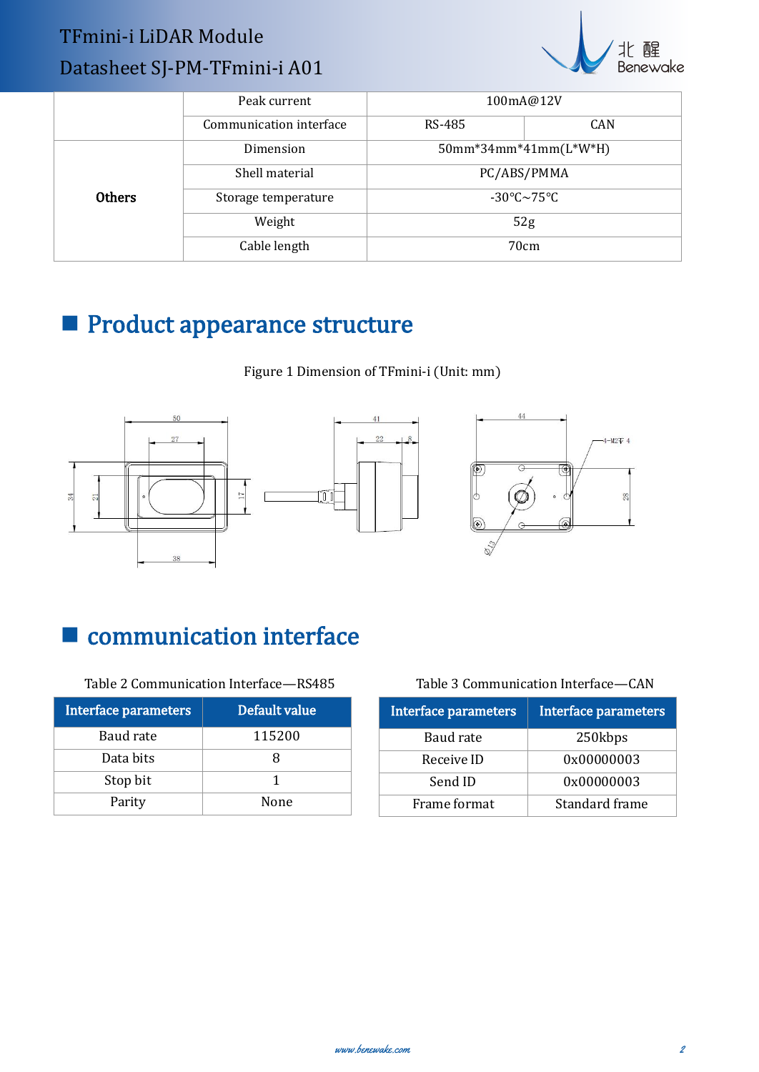|  | Peak current | 100mA@12V |  |
|---|---|---|---|
|  | Communication interface | RS-485 | CAN |
| **Others** | Dimension | 50mm*34mm*41mm(L*W*H) |  |
|  | Shell material | PC/ABS/PMMA |  |
|  | Storage temperature | -30℃~75℃ |  |
|  | Weight | 52g |  |
|  | Cable length | 70cm |  |

## Product appearance structure

Figure 1 Dimension of TFmini-i (Unit: mm)

## communication interface

Table 2 Communication Interface—RS485

| Interface parameters | Default value |
|---|---|
| Baud rate | 115200 |
| Data bits | 8 |
| Stop bit | 1 |
| Parity | None |

Table 3 Communication Interface—CAN

| Interface parameters | Interface parameters |
|---|---|
| Baud rate | 250kbps |
| Receive ID | 0x00000003 |
| Send ID | 0x00000003 |
| Frame format | Standard frame |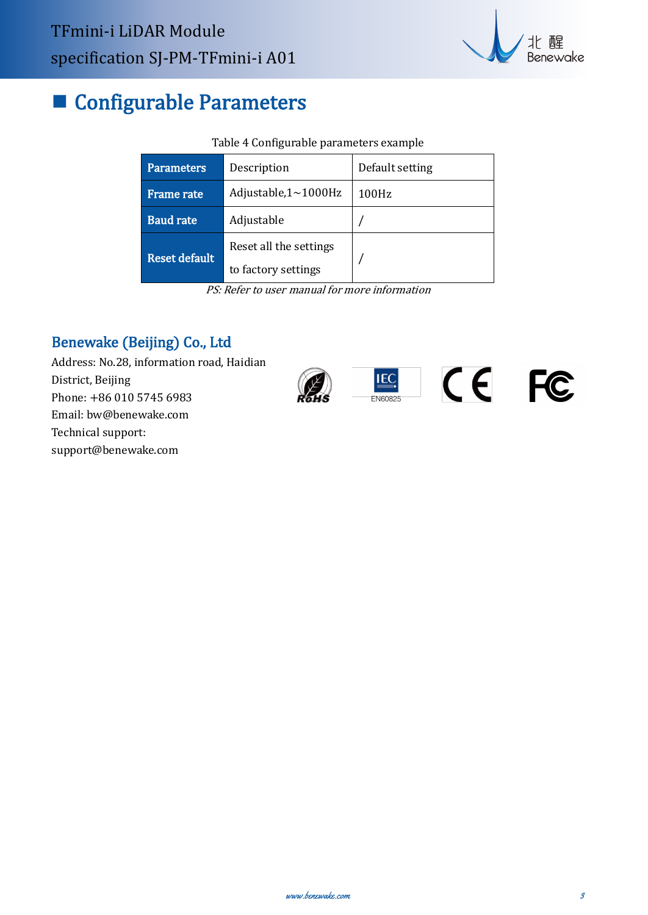# Configurable Parameters

Table 4 Configurable parameters example

| Parameters | Description | Default setting |
|---|---|---|
| Frame rate | Adjustable,1～1000Hz | 100Hz |
| Baud rate | Adjustable | / |
| Reset default | Reset all the settings to factory settings | / |

*PS: Refer to user manual for more information*

## Benewake (Beijing) Co., Ltd

Address: No.28, information road, Haidian District, Beijing
Phone: +86 010 5745 6983
Email: bw@benewake.com
Technical support: support@benewake.com